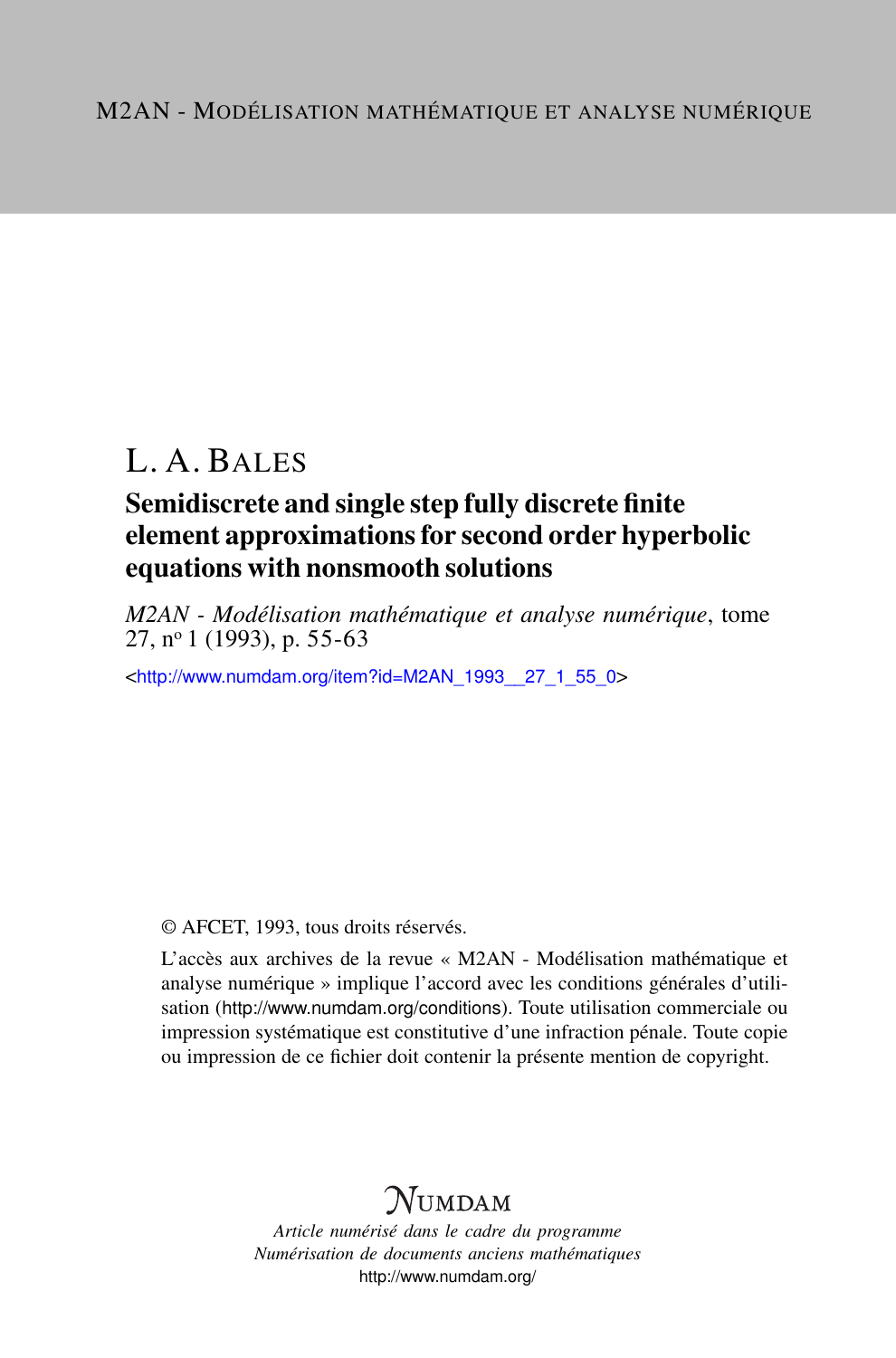M2AN - MODÉLISATION MATHÉMATIQUE ET ANALYSE NUMÉRIQUE

# L. A. BALES

## Semidiscrete and single step fully discrete finite element approximations for second order hyperbolic equations with nonsmooth solutions

*M2AN - Modélisation mathématique et analyse numérique*, tome 27, n° 1 (1993), p. 55-63

<http://www.numdam.org/item?id=M2AN_1993__27_1_55_0>

© AFCET, 1993, tous droits réservés.

L'accès aux archives de la revue « M2AN - Modélisation mathématique et analyse numérique » implique l'accord avec les conditions générales d'utilisation (http://www.numdam.org/conditions). Toute utilisation commerciale ou impression systématique est constitutive d'une infraction pénale. Toute copie ou impression de ce fichier doit contenir la présente mention de copyright.

NUMDAM

*Article numérisé dans le cadre du programme*
*Numérisation de documents anciens mathématiques*
http://www.numdam.org/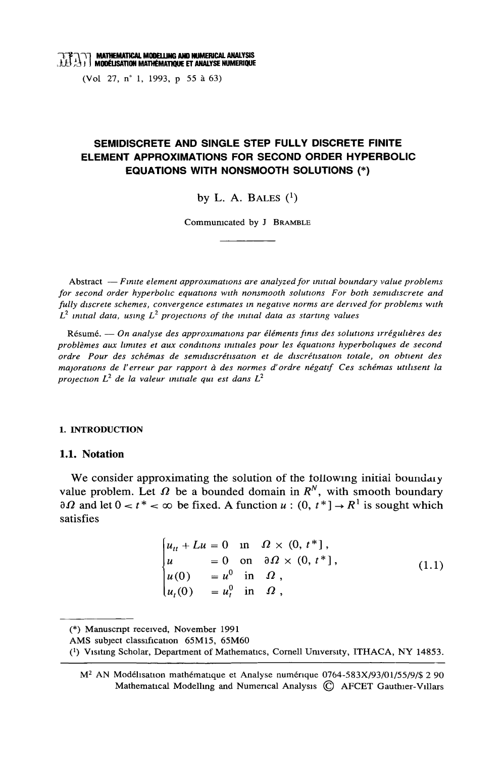# SEMIDISCRETE AND SINGLE STEP FULLY DISCRETE FINITE ELEMENT APPROXIMATIONS FOR SECOND ORDER HYPERBOLIC EQUATIONS WITH NONSMOOTH SOLUTIONS (*)

by L. A. BALES [1]

Communicated by J BRAMBLE

Abstract — *Finite element approximations are analyzed for initial boundary value problems for second order hyperbolic equations with nonsmooth solutions For both semidiscrete and fully discrete schemes, convergence estimates in negative norms are derived for problems with $L^2$ initial data, using $L^2$ projections of the initial data as starting values*

Résumé. — *On analyse des approximations par éléments finis des solutions irrégulières des problèmes aux limites et aux conditions initiales pour les équations hyperboliques de second ordre Pour des schémas de semidiscrétisation et de discrétisation totale, on obtient des majorations de l'erreur par rapport à des normes d'ordre négatif Ces schémas utilisent la projection $L^2$ de la valeur initiale qui est dans $L^2$*

## 1. INTRODUCTION

### 1.1. Notation

We consider approximating the solution of the following initial boundary value problem. Let $\Omega$ be a bounded domain in $R^N$, with smooth boundary $\partial\Omega$ and let $0 < t^* < \infty$ be fixed. A function $u : (0, t^*] \to R^1$ is sought which satisfies

$$
\begin{cases}
u_{tt} + Lu = 0 & \text{in} \quad \Omega \times (0, t^*] , \\
u \qquad = 0 & \text{on} \quad \partial\Omega \times (0, t^*] , \\
u(0) \quad = u^0 & \text{in} \quad \Omega , \\
u_t(0) \quad = u_t^0 & \text{in} \quad \Omega ,
\end{cases}
\tag{1.1}
$$

(*) Manuscript received, November 1991

AMS subject classification 65M15, 65M60

[1] Visiting Scholar, Department of Mathematics, Cornell University, ITHACA, NY 14853.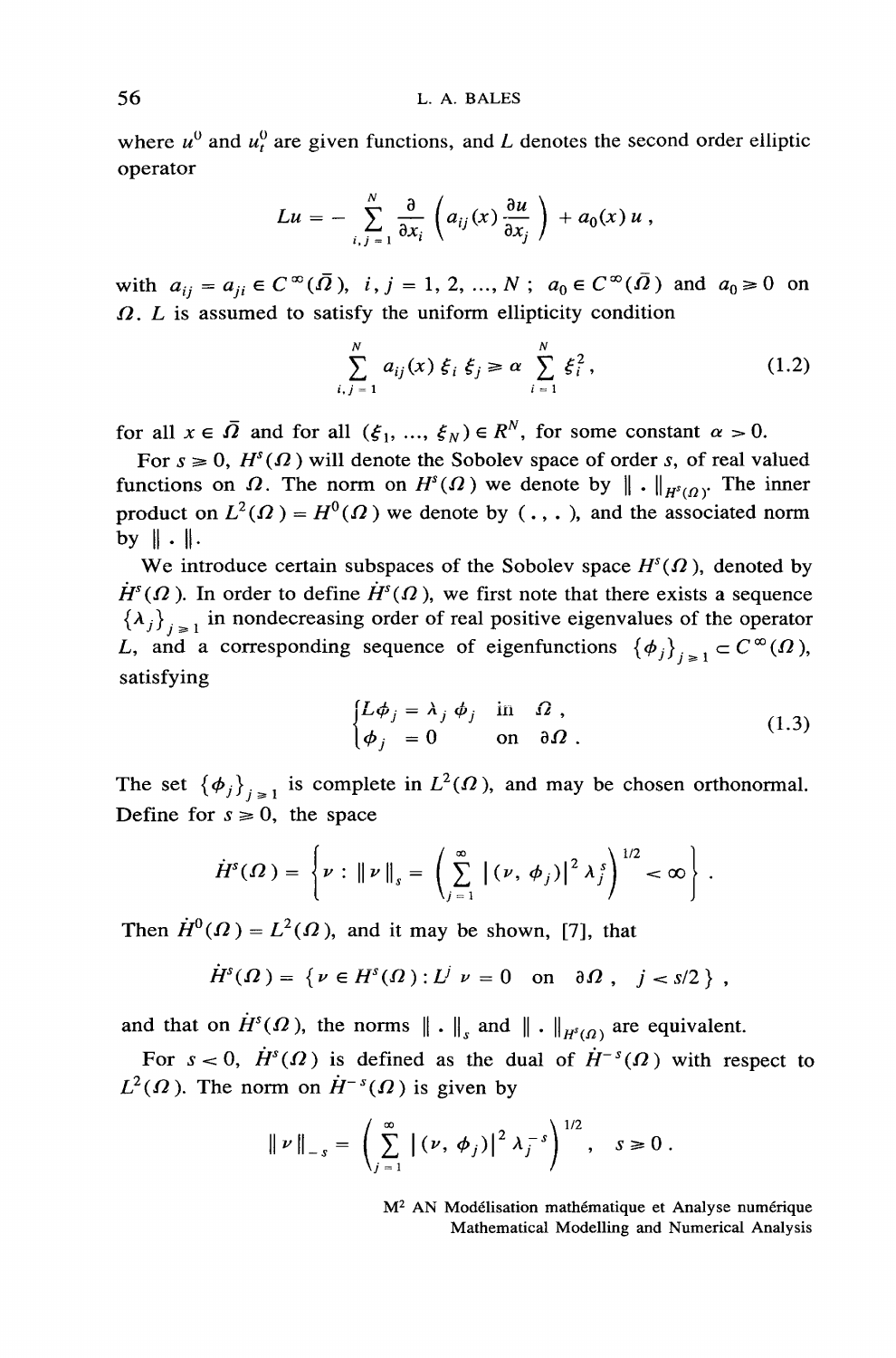where $u^0$ and $u_t^0$ are given functions, and $L$ denotes the second order elliptic operator

$$Lu = - \sum_{i,j=1}^{N} \frac{\partial}{\partial x_i} \left( a_{ij}(x) \frac{\partial u}{\partial x_j} \right) + a_0(x) u ,$$

with $a_{ij} = a_{ji} \in C^{\infty}(\bar{\Omega})$, $i, j = 1, 2, \ldots, N$ ; $a_0 \in C^{\infty}(\bar{\Omega})$ and $a_0 \geqslant 0$ on $\Omega$. $L$ is assumed to satisfy the uniform ellipticity condition

$$\sum_{i,j=1}^{N} a_{ij}(x) \xi_i \xi_j \geqslant \alpha \sum_{i=1}^{N} \xi_i^2 , \tag{1.2}$$

for all $x \in \bar{\Omega}$ and for all $(\xi_1, \ldots, \xi_N) \in R^N$, for some constant $\alpha > 0$.

For $s \geqslant 0$, $H^s(\Omega)$ will denote the Sobolev space of order $s$, of real valued functions on $\Omega$. The norm on $H^s(\Omega)$ we denote by $\| \cdot \|_{H^s(\Omega)}$. The inner product on $L^2(\Omega) = H^0(\Omega)$ we denote by $( \cdot , \cdot )$, and the associated norm by $\| \cdot \|$.

We introduce certain subspaces of the Sobolev space $H^s(\Omega)$, denoted by $\dot{H}^s(\Omega)$. In order to define $\dot{H}^s(\Omega)$, we first note that there exists a sequence $\{\lambda_j\}_{j \geqslant 1}$ in nondecreasing order of real positive eigenvalues of the operator $L$, and a corresponding sequence of eigenfunctions $\{\phi_j\}_{j \geqslant 1} \subset C^{\infty}(\Omega)$, satisfying

$$\begin{cases} L\phi_j = \lambda_j \phi_j & \text{in} \quad \Omega , \\ \phi_j \quad = 0 & \text{on} \quad \partial\Omega . \end{cases} \tag{1.3}$$

The set $\{\phi_j\}_{j \geqslant 1}$ is complete in $L^2(\Omega)$, and may be chosen orthonormal. Define for $s \geqslant 0$, the space

$$\dot{H}^s(\Omega) = \left\{ v : \| v \|_s = \left( \sum_{j=1}^{\infty} |(v, \phi_j)|^2 \lambda_j^s \right)^{1/2} < \infty \right\} .$$

Then $\dot{H}^0(\Omega) = L^2(\Omega)$, and it may be shown, [7], that

$$\dot{H}^s(\Omega) = \{ v \in H^s(\Omega) : L^j v = 0 \quad \text{on} \quad \partial\Omega , \quad j < s/2 \} ,$$

and that on $\dot{H}^s(\Omega)$, the norms $\| \cdot \|_s$ and $\| \cdot \|_{H^s(\Omega)}$ are equivalent.

For $s < 0$, $\dot{H}^s(\Omega)$ is defined as the dual of $\dot{H}^{-s}(\Omega)$ with respect to $L^2(\Omega)$. The norm on $\dot{H}^{-s}(\Omega)$ is given by

$$\| v \|_{-s} = \left( \sum_{j=1}^{\infty} |(v, \phi_j)|^2 \lambda_j^{-s} \right)^{1/2} , \quad s \geqslant 0 .$$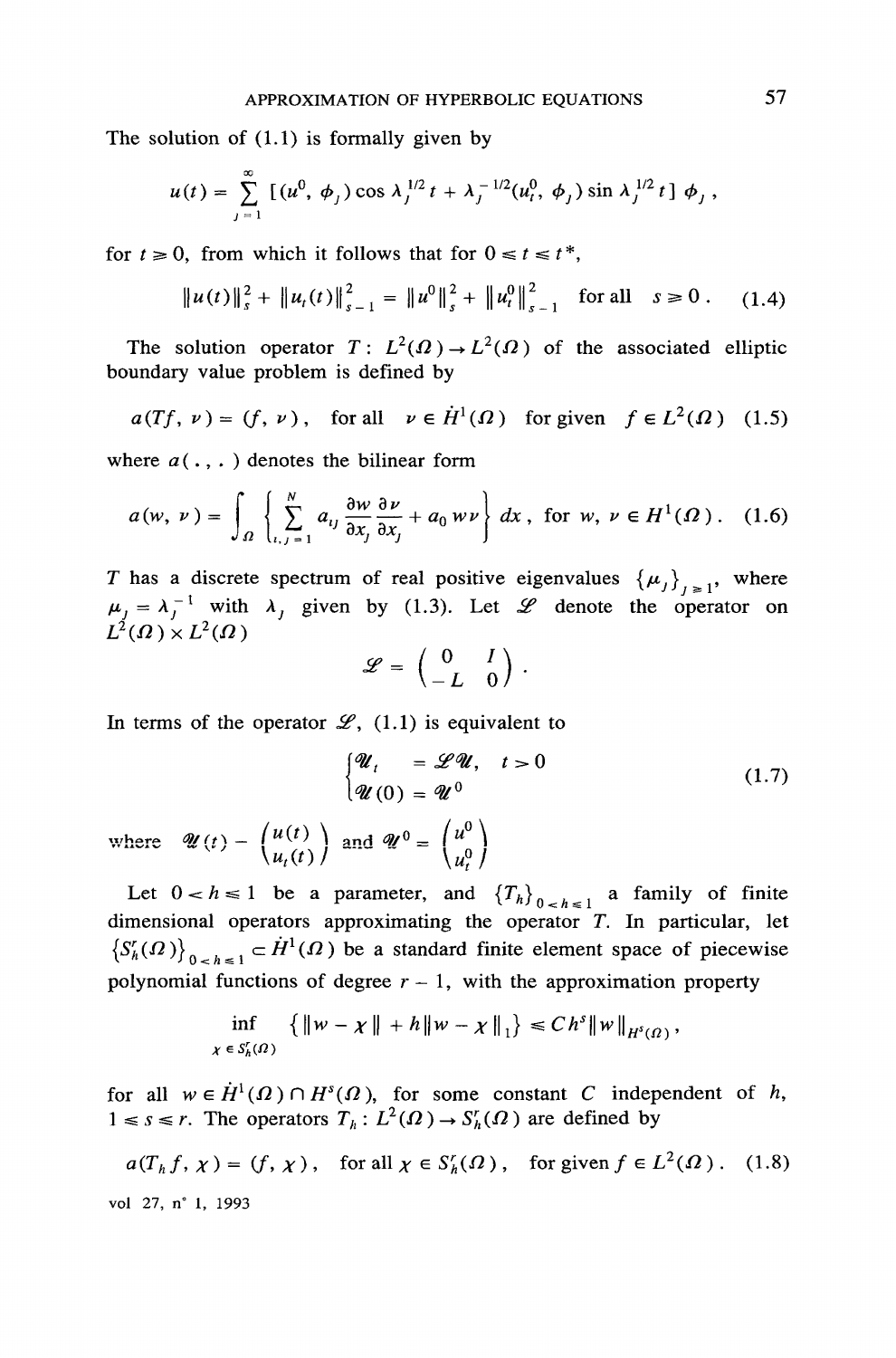The solution of (1.1) is formally given by

$$u(t) = \sum_{j=1}^{\infty} \left[ (u^0, \phi_j) \cos \lambda_j^{1/2} t + \lambda_j^{-1/2} (u_t^0, \phi_j) \sin \lambda_j^{1/2} t \right] \phi_j ,$$

for $t \geq 0$, from which it follows that for $0 \leq t \leq t^*$,

$$\| u(t) \|_s^2 + \| u_t(t) \|_{s-1}^2 = \| u^0 \|_s^2 + \| u_t^0 \|_{s-1}^2 \quad \text{for all} \quad s \geq 0 . \tag{1.4}$$

The solution operator $T : L^2(\Omega) \to L^2(\Omega)$ of the associated elliptic boundary value problem is defined by

$$a(Tf, \nu) = (f, \nu) , \quad \text{for all} \quad \nu \in \dot{H}^1(\Omega) \quad \text{for given} \quad f \in L^2(\Omega) \tag{1.5}$$

where $a(\,.\,,\,.\,)$ denotes the bilinear form

$$a(w, \nu) = \int_\Omega \left\{ \sum_{i,j=1}^{N} a_{ij} \frac{\partial w}{\partial x_j} \frac{\partial \nu}{\partial x_j} + a_0 w \nu \right\} dx , \quad \text{for } w, \nu \in H^1(\Omega) . \tag{1.6}$$

$T$ has a discrete spectrum of real positive eigenvalues $\{\mu_j\}_{j \geq 1}$, where $\mu_j = \lambda_j^{-1}$ with $\lambda_j$ given by (1.3). Let $\mathscr{L}$ denote the operator on $L^2(\Omega) \times L^2(\Omega)$

$$\mathscr{L} = \begin{pmatrix} 0 & I \\ -L & 0 \end{pmatrix} .$$

In terms of the operator $\mathscr{L}$, (1.1) is equivalent to

$$\begin{cases} \mathscr{U}_t = \mathscr{L} \mathscr{U} , & t > 0 \\ \mathscr{U}(0) = \mathscr{U}^0 \end{cases} \tag{1.7}$$

where $\mathscr{U}(t) = \begin{pmatrix} u(t) \\ u_t(t) \end{pmatrix}$ and $\mathscr{U}^0 = \begin{pmatrix} u^0 \\ u_t^0 \end{pmatrix}$

Let $0 < h \leq 1$ be a parameter, and $\{T_h\}_{0 < h \leq 1}$ a family of finite dimensional operators approximating the operator $T$. In particular, let $\{S_h^r(\Omega)\}_{0 < h \leq 1} \subset \dot{H}^1(\Omega)$ be a standard finite element space of piecewise polynomial functions of degree $r - 1$, with the approximation property

$$\inf_{\chi \in S_h^r(\Omega)} \{ \| w - \chi \| + h \| w - \chi \|_1 \} \leq C h^s \| w \|_{H^s(\Omega)} ,$$

for all $w \in \dot{H}^1(\Omega) \cap H^s(\Omega)$, for some constant $C$ independent of $h$, $1 \leq s \leq r$. The operators $T_h : L^2(\Omega) \to S_h^r(\Omega)$ are defined by

$$a(T_h f, \chi) = (f, \chi) , \quad \text{for all } \chi \in S_h^r(\Omega) , \quad \text{for given } f \in L^2(\Omega) . \tag{1.8}$$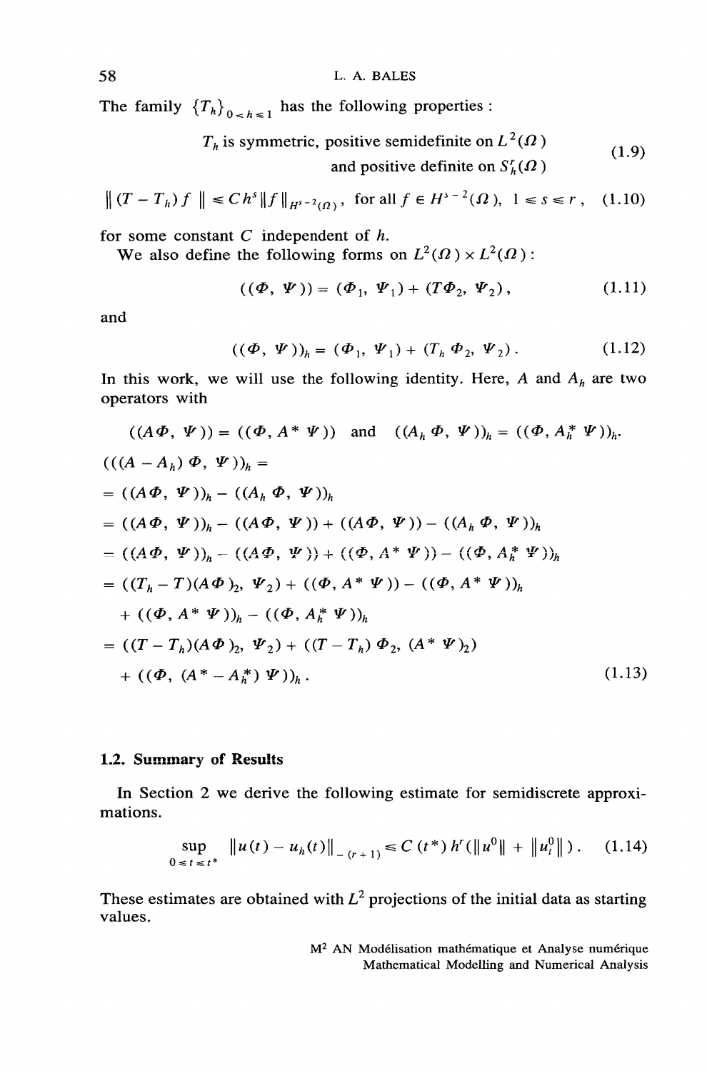The family $\{T_h\}_{0<h\leq 1}$ has the following properties :

$$T_h \text{ is symmetric, positive semidefinite on } L^2(\Omega) \text{ and positive definite on } S_h^r(\Omega) \tag{1.9}$$

$$\|(T - T_h) f\| \leq C h^s \|f\|_{H^{s-2}(\Omega)}, \quad \text{for all } f \in H^{s-2}(\Omega),\ 1 \leq s \leq r, \tag{1.10}$$

for some constant $C$ independent of $h$.

We also define the following forms on $L^2(\Omega) \times L^2(\Omega)$ :

$$((\Phi, \Psi)) = (\Phi_1, \Psi_1) + (T\Phi_2, \Psi_2), \tag{1.11}$$

and

$$((\Phi, \Psi))_h = (\Phi_1, \Psi_1) + (T_h \Phi_2, \Psi_2). \tag{1.12}$$

In this work, we will use the following identity. Here, $A$ and $A_h$ are two operators with

$$((A\Phi, \Psi)) = ((\Phi, A^* \Psi)) \quad \text{and} \quad ((A_h \Phi, \Psi))_h = ((\Phi, A_h^* \Psi))_h.$$

$$\begin{aligned}
(((A - A_h)\Phi, \Psi))_h &= \\
&= ((A\Phi, \Psi))_h - ((A_h \Phi, \Psi))_h \\
&= ((A\Phi, \Psi))_h - ((A\Phi, \Psi)) + ((A\Phi, \Psi)) - ((A_h \Phi, \Psi))_h \\
&= ((A\Phi, \Psi))_h - ((A\Phi, \Psi)) + ((\Phi, A^* \Psi)) - ((\Phi, A_h^* \Psi))_h \\
&= ((T_h - T)(A\Phi)_2, \Psi_2) + ((\Phi, A^* \Psi)) - ((\Phi, A^* \Psi))_h \\
&\quad + ((\Phi, A^* \Psi))_h - ((\Phi, A_h^* \Psi))_h \\
&= ((T - T_h)(A\Phi)_2, \Psi_2) + ((T - T_h)\Phi_2, (A^* \Psi)_2) \\
&\quad + ((\Phi, (A^* - A_h^*)\Psi))_h .
\end{aligned} \tag{1.13}$$

## 1.2. Summary of Results

In Section 2 we derive the following estimate for semidiscrete approximations.

$$\sup_{0 \leq t \leq t^*} \|u(t) - u_h(t)\|_{-(r+1)} \leq C(t^*) h^r (\|u^0\| + \|u_t^0\|). \tag{1.14}$$

These estimates are obtained with $L^2$ projections of the initial data as starting values.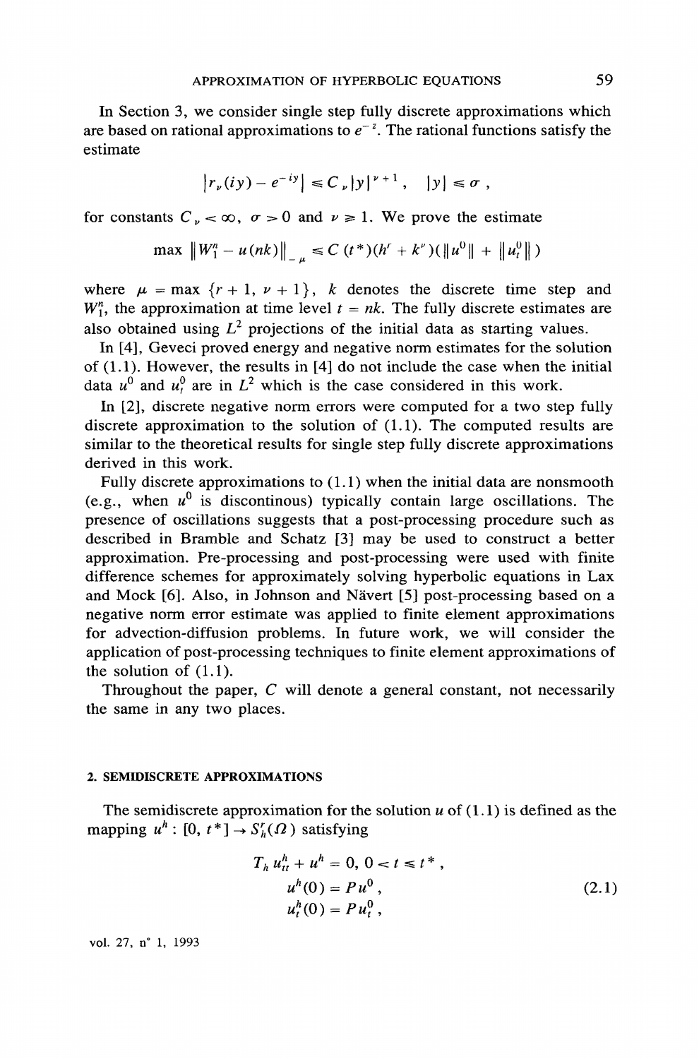In Section 3, we consider single step fully discrete approximations which are based on rational approximations to $e^{-z}$. The rational functions satisfy the estimate

$$|r_\nu(iy) - e^{-iy}| \leq C_\nu |y|^{\nu+1}, \quad |y| \leq \sigma,$$

for constants $C_\nu < \infty$, $\sigma > 0$ and $\nu \geq 1$. We prove the estimate

$$\max \|W_1^n - u(nk)\|_{-\mu} \leq C(t^*)(h^r + k^\nu)(\|u^0\| + \|u_t^0\|)$$

where $\mu = \max\{r+1, \nu+1\}$, $k$ denotes the discrete time step and $W_1^n$, the approximation at time level $t = nk$. The fully discrete estimates are also obtained using $L^2$ projections of the initial data as starting values.

In [4], Geveci proved energy and negative norm estimates for the solution of (1.1). However, the results in [4] do not include the case when the initial data $u^0$ and $u_t^0$ are in $L^2$ which is the case considered in this work.

In [2], discrete negative norm errors were computed for a two step fully discrete approximation to the solution of (1.1). The computed results are similar to the theoretical results for single step fully discrete approximations derived in this work.

Fully discrete approximations to (1.1) when the initial data are nonsmooth (e.g., when $u^0$ is discontinous) typically contain large oscillations. The presence of oscillations suggests that a post-processing procedure such as described in Bramble and Schatz [3] may be used to construct a better approximation. Pre-processing and post-processing were used with finite difference schemes for approximately solving hyperbolic equations in Lax and Mock [6]. Also, in Johnson and Nävert [5] post-processing based on a negative norm error estimate was applied to finite element approximations for advection-diffusion problems. In future work, we will consider the application of post-processing techniques to finite element approximations of the solution of (1.1).

Throughout the paper, $C$ will denote a general constant, not necessarily the same in any two places.

## 2. SEMIDISCRETE APPROXIMATIONS

The semidiscrete approximation for the solution $u$ of (1.1) is defined as the mapping $u^h : [0, t^*] \to S_h^r(\Omega)$ satisfying

$$\begin{aligned} T_h u_{tt}^h + u^h &= 0, \quad 0 < t \leq t^*, \\ u^h(0) &= Pu^0, \\ u_t^h(0) &= Pu_t^0, \end{aligned} \tag{2.1}$$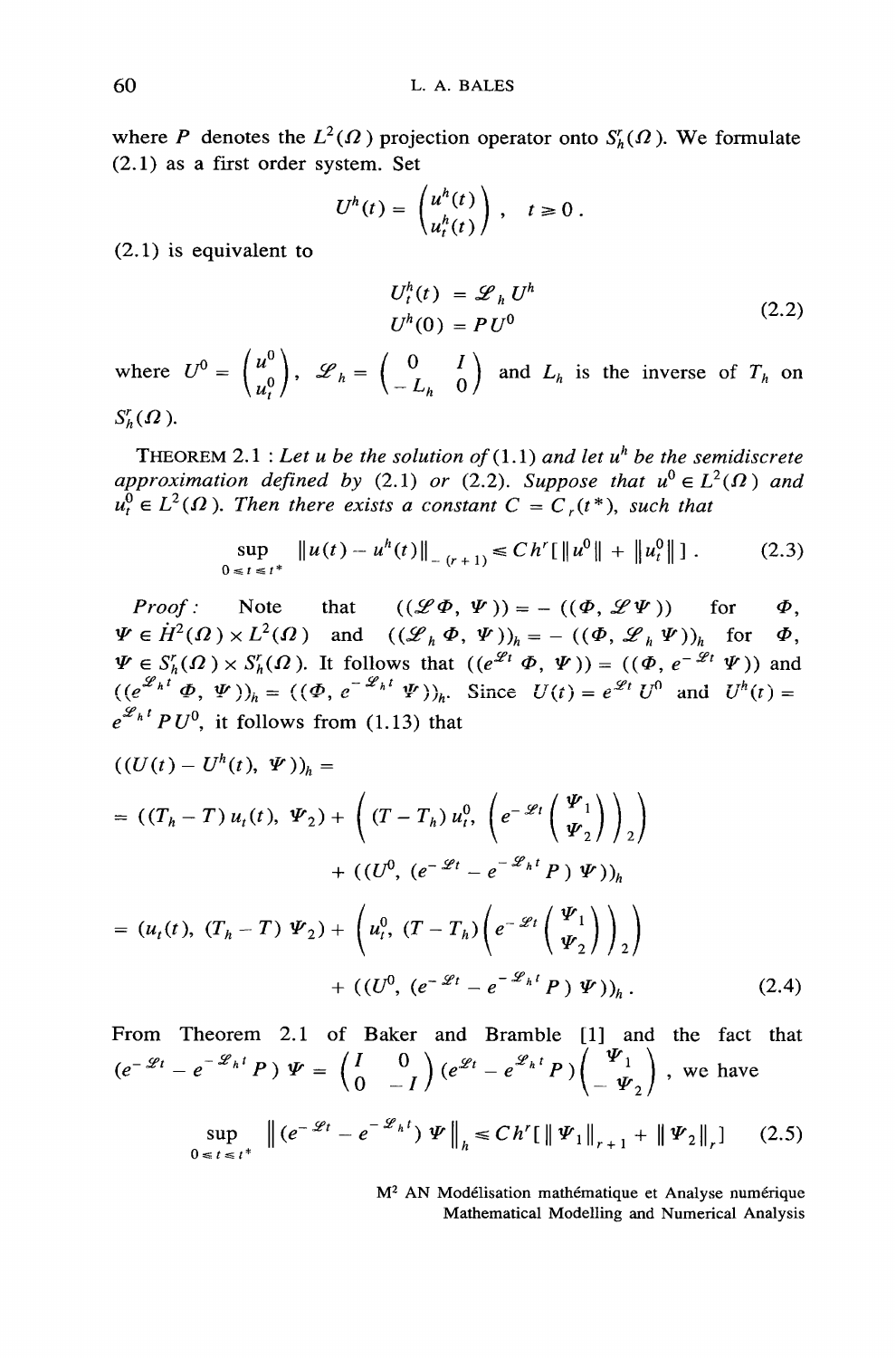where $P$ denotes the $L^2(\Omega)$ projection operator onto $S_h^r(\Omega)$. We formulate (2.1) as a first order system. Set

$$U^h(t) = \begin{pmatrix} u^h(t) \\ u_t^h(t) \end{pmatrix}, \quad t \geq 0 .$$

(2.1) is equivalent to

$$\begin{aligned} U_t^h(t) &= \mathscr{L}_h U^h \\ U^h(0) &= P U^0 \end{aligned} \tag{2.2}$$

where $U^0 = \begin{pmatrix} u^0 \\ u_t^0 \end{pmatrix}$, $\mathscr{L}_h = \begin{pmatrix} 0 & I \\ -L_h & 0 \end{pmatrix}$ and $L_h$ is the inverse of $T_h$ on $S_h^r(\Omega)$.

THEOREM 2.1 : *Let $u$ be the solution of (1.1) and let $u^h$ be the semidiscrete approximation defined by (2.1) or (2.2). Suppose that $u^0 \in L^2(\Omega)$ and $u_t^0 \in L^2(\Omega)$. Then there exists a constant $C = C_r(t^*)$, such that*

$$\sup_{0 \leq t \leq t^*} \| u(t) - u^h(t) \|_{-(r+1)} \leq C h^r [\| u^0 \| + \| u_t^0 \|] . \tag{2.3}$$

*Proof :* Note that $((\mathscr{L}\Phi, \Psi)) = -((\Phi, \mathscr{L}\Psi))$ for $\Phi$, $\Psi \in \dot{H}^2(\Omega) \times L^2(\Omega)$ and $((\mathscr{L}_h \Phi, \Psi))_h = -((\Phi, \mathscr{L}_h \Psi))_h$ for $\Phi$, $\Psi \in S_h^r(\Omega) \times S_h^r(\Omega)$. It follows that $((e^{\mathscr{L}t} \Phi, \Psi)) = ((\Phi, e^{-\mathscr{L}t} \Psi))$ and $((e^{\mathscr{L}_h t} \Phi, \Psi))_h = ((\Phi, e^{-\mathscr{L}_h t} \Psi))_h$. Since $U(t) = e^{\mathscr{L}t} U^0$ and $U^h(t) = e^{\mathscr{L}_h t} P U^0$, it follows from (1.13) that

$$\begin{aligned}
((U(t) - U^h(t), \Psi))_h &= \\
&= ((T_h - T) u_t(t), \Psi_2) + \left( (T - T_h) u_t^0, \left( e^{-\mathscr{L}t} \begin{pmatrix} \Psi_1 \\ \Psi_2 \end{pmatrix} \right)_2 \right) \\
&\quad + ((U^0, (e^{-\mathscr{L}t} - e^{-\mathscr{L}_h t} P) \Psi))_h \\
&= (u_t(t), (T_h - T) \Psi_2) + \left( u_t^0, (T - T_h) \left( e^{-\mathscr{L}t} \begin{pmatrix} \Psi_1 \\ \Psi_2 \end{pmatrix} \right)_2 \right) \\
&\quad + ((U^0, (e^{-\mathscr{L}t} - e^{-\mathscr{L}_h t} P) \Psi))_h .
\end{aligned} \tag{2.4}$$

From Theorem 2.1 of Baker and Bramble [1] and the fact that $(e^{-\mathscr{L}t} - e^{-\mathscr{L}_h t} P) \Psi = \begin{pmatrix} I & 0 \\ 0 & -I \end{pmatrix} (e^{\mathscr{L}t} - e^{\mathscr{L}_h t} P) \begin{pmatrix} \Psi_1 \\ -\Psi_2 \end{pmatrix}$, we have

$$\sup_{0 \leq t \leq t^*} \left\| (e^{-\mathscr{L}t} - e^{-\mathscr{L}_h t}) \Psi \right\|_h \leq C h^r [\| \Psi_1 \|_{r+1} + \| \Psi_2 \|_r] \tag{2.5}$$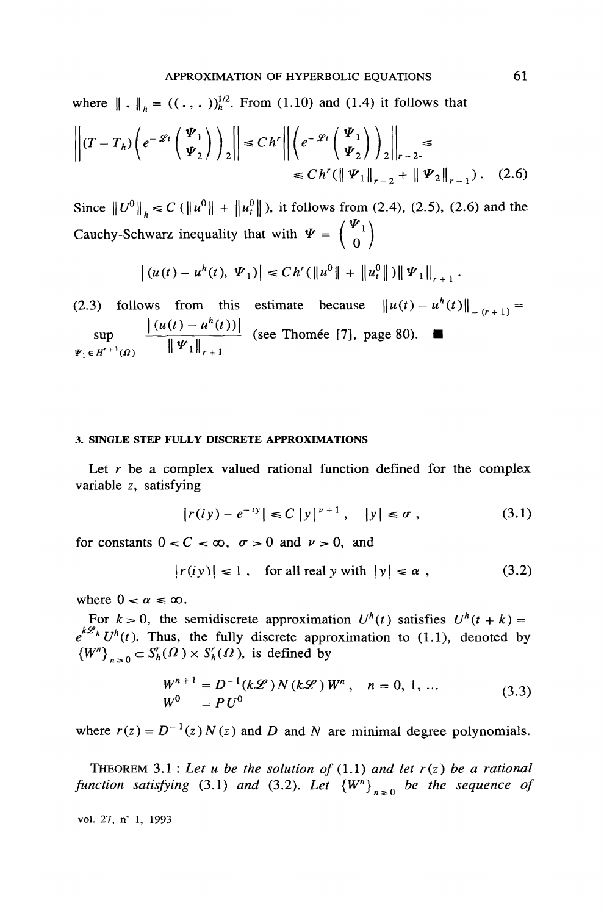where $\| \cdot \|_h = ((\cdot , \cdot))_h^{1/2}$. From (1.10) and (1.4) it follows that

$$\left\| (T - T_h) \left( e^{-\mathscr{L} t} \begin{pmatrix} \Psi_1 \\ \Psi_2 \end{pmatrix} \right)_2 \right\| \leq C h^r \left\| \left( e^{-\mathscr{L} t} \begin{pmatrix} \Psi_1 \\ \Psi_2 \end{pmatrix} \right)_2 \right\|_{r-2} \leq$$

$$\leq C h^r ( \| \Psi_1 \|_{r-2} + \| \Psi_2 \|_{r-1} ) . \quad (2.6)$$

Since $\| U^0 \|_h \leq C ( \| u^0 \| + \| u_t^0 \| )$, it follows from (2.4), (2.5), (2.6) and the Cauchy-Schwarz inequality that with $\Psi = \begin{pmatrix} \Psi_1 \\ 0 \end{pmatrix}$

$$| (u(t) - u^h(t), \Psi_1) | \leq C h^r ( \| u^0 \| + \| u_t^0 \| ) \| \Psi_1 \|_{r+1} .$$

(2.3) follows from this estimate because $\| u(t) - u^h(t) \|_{-(r+1)} = \sup_{\Psi_1 \in H^{r+1}(\Omega)} \dfrac{| (u(t) - u^h(t)) |}{\| \Psi_1 \|_{r+1}}$ (see Thomée [7], page 80). ∎

## 3. SINGLE STEP FULLY DISCRETE APPROXIMATIONS

Let $r$ be a complex valued rational function defined for the complex variable $z$, satisfying

$$| r(iy) - e^{-iy} | \leq C |y|^{\nu + 1} , \quad |y| \leq \sigma , \quad (3.1)$$

for constants $0 < C < \infty$, $\sigma > 0$ and $\nu > 0$, and

$$| r(iy) | \leq 1 . \quad \text{for all real } y \text{ with } |y| \leq \alpha , \quad (3.2)$$

where $0 < \alpha \leq \infty$.

For $k > 0$, the semidiscrete approximation $U^h(t)$ satisfies $U^h(t + k) = e^{k \mathscr{L}_h} U^h(t)$. Thus, the fully discrete approximation to (1.1), denoted by $\{W^n\}_{n \geq 0} \subset S_h^r(\Omega) \times S_h^r(\Omega)$, is defined by

$$\begin{aligned} W^{n+1} &= D^{-1}(k \mathscr{L}) N(k \mathscr{L}) W^n , \quad n = 0, 1, \ldots \\ W^0 &= P U^0 \end{aligned} \quad (3.3)$$

where $r(z) = D^{-1}(z) N(z)$ and $D$ and $N$ are minimal degree polynomials.

THEOREM 3.1 : *Let $u$ be the solution of* (1.1) *and let $r(z)$ be a rational function satisfying* (3.1) *and* (3.2). *Let $\{W^n\}_{n \geq 0}$ be the sequence of*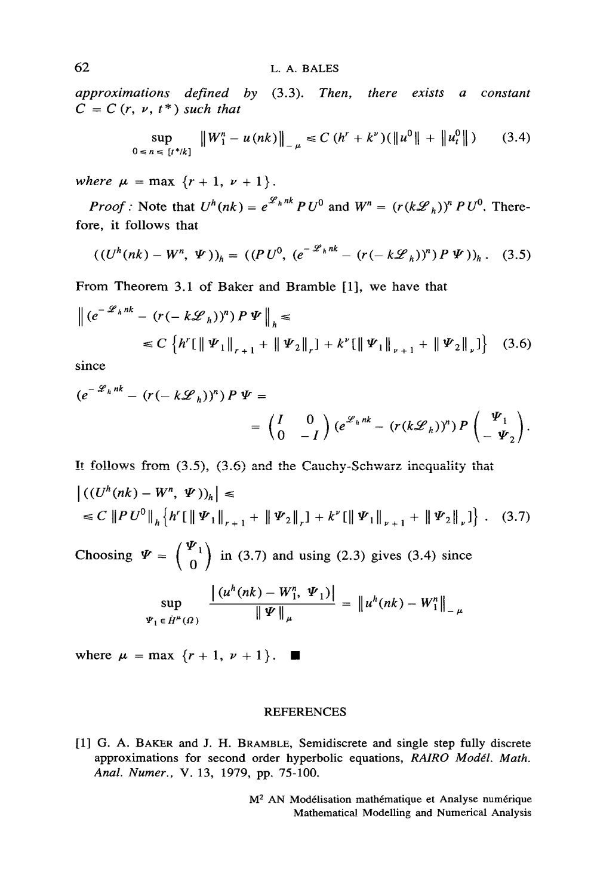*approximations defined by* (3.3). *Then, there exists a constant* $C = C(r, \nu, t^*)$ *such that*

$$\sup_{0 \leqslant n \leqslant [t^*/k]} \|W_1^n - u(nk)\|_{-\mu} \leqslant C(h^r + k^\nu)(\|u^0\| + \|u_t^0\|) \tag{3.4}$$

*where* $\mu = \max\{r+1, \nu+1\}$.

*Proof:* Note that $U^h(nk) = e^{\mathscr{L}_h nk} P U^0$ and $W^n = (r(k\mathscr{L}_h))^n P U^0$. Therefore, it follows that

$$((U^h(nk) - W^n, \Psi))_h = ((PU^0, (e^{-\mathscr{L}_h nk} - (r(-k\mathscr{L}_h))^n) P \Psi))_h. \tag{3.5}$$

From Theorem 3.1 of Baker and Bramble [1], we have that

$$\|(e^{-\mathscr{L}_h nk} - (r(-k\mathscr{L}_h))^n) P \Psi\|_h \leqslant$$

$$\leqslant C\{h^r[\|\Psi_1\|_{r+1} + \|\Psi_2\|_r] + k^\nu[\|\Psi_1\|_{\nu+1} + \|\Psi_2\|_\nu]\} \tag{3.6}$$

since

$$(e^{-\mathscr{L}_h nk} - (r(-k\mathscr{L}_h))^n) P \Psi =$$

$$= \begin{pmatrix} I & 0 \\ 0 & -I \end{pmatrix} (e^{\mathscr{L}_h nk} - (r(k\mathscr{L}_h))^n) P \begin{pmatrix} \Psi_1 \\ -\Psi_2 \end{pmatrix}.$$

It follows from (3.5), (3.6) and the Cauchy-Schwarz inequality that

$$|((U^h(nk) - W^n, \Psi))_h| \leqslant$$

$$\leqslant C\|PU^0\|_h\{h^r[\|\Psi_1\|_{r+1} + \|\Psi_2\|_r] + k^\nu[\|\Psi_1\|_{\nu+1} + \|\Psi_2\|_\nu]\}. \tag{3.7}$$

Choosing $\Psi = \begin{pmatrix} \Psi_1 \\ 0 \end{pmatrix}$ in (3.7) and using (2.3) gives (3.4) since

$$\sup_{\Psi_1 \in \dot{H}^\mu(\Omega)} \frac{|(u^h(nk) - W_1^n, \Psi_1)|}{\|\Psi\|_\mu} = \|u^h(nk) - W_1^n\|_{-\mu}$$

where $\mu = \max\{r+1, \nu+1\}$. ■

## REFERENCES

[1] G. A. BAKER and J. H. BRAMBLE, Semidiscrete and single step fully discrete approximations for second order hyperbolic equations, *RAIRO Modél. Math. Anal. Numer.*, V. 13, 1979, pp. 75-100.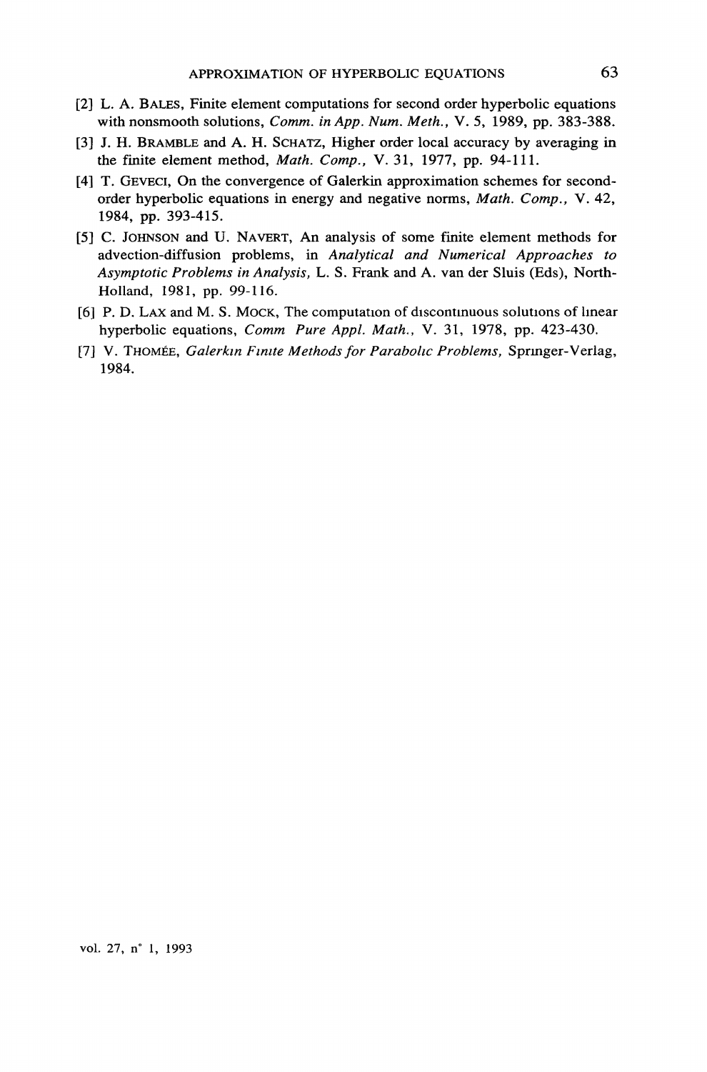[2] L. A. BALES, Finite element computations for second order hyperbolic equations with nonsmooth solutions, *Comm. in App. Num. Meth.*, V. 5, 1989, pp. 383-388.

[3] J. H. BRAMBLE and A. H. SCHATZ, Higher order local accuracy by averaging in the finite element method, *Math. Comp.*, V. 31, 1977, pp. 94-111.

[4] T. GEVECI, On the convergence of Galerkin approximation schemes for second-order hyperbolic equations in energy and negative norms, *Math. Comp.*, V. 42, 1984, pp. 393-415.

[5] C. JOHNSON and U. NAVERT, An analysis of some finite element methods for advection-diffusion problems, in *Analytical and Numerical Approaches to Asymptotic Problems in Analysis*, L. S. Frank and A. van der Sluis (Eds), North-Holland, 1981, pp. 99-116.

[6] P. D. LAX and M. S. MOCK, The computation of discontinuous solutions of linear hyperbolic equations, *Comm Pure Appl. Math.*, V. 31, 1978, pp. 423-430.

[7] V. THOMÉE, *Galerkin Finite Methods for Parabolic Problems*, Springer-Verlag, 1984.